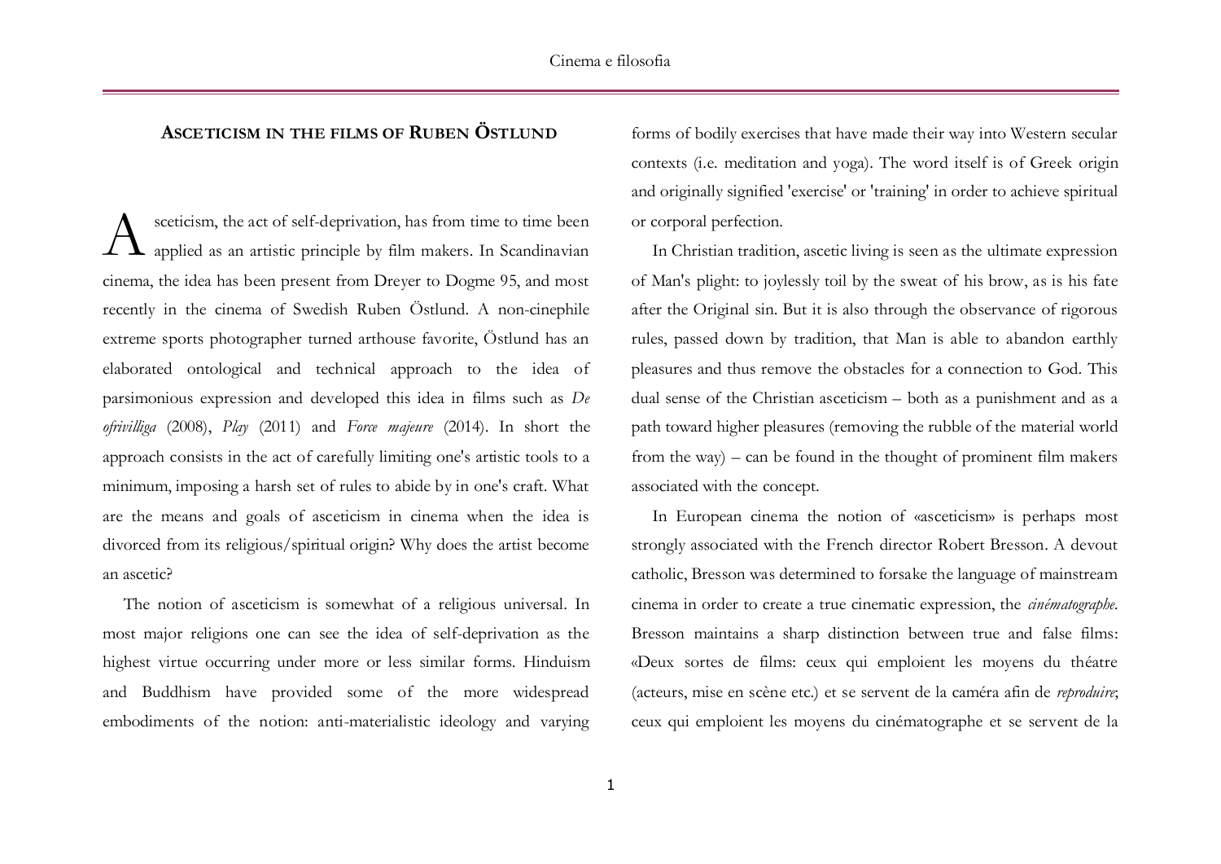## ASCETICISM IN THE FILMS OF RUBEN ÖSTLUND

Asceticism, the act of self-deprivation, has from time to time been applied as an artistic principle by film makers. In Scandinavian cinema, the idea has been present from Dreyer to Dogme 95, and most recently in the cinema of Swedish Ruben Östlund. A non-cinephile extreme sports photographer turned arthouse favorite, Östlund has an elaborated ontological and technical approach to the idea of parsimonious expression and developed this idea in films such as *De ofrivilliga* (2008), *Play* (2011) and *Force majeure* (2014). In short the approach consists in the act of carefully limiting one's artistic tools to a minimum, imposing a harsh set of rules to abide by in one's craft. What are the means and goals of asceticism in cinema when the idea is divorced from its religious/spiritual origin? Why does the artist become an ascetic?

The notion of asceticism is somewhat of a religious universal. In most major religions one can see the idea of self-deprivation as the highest virtue occurring under more or less similar forms. Hinduism and Buddhism have provided some of the more widespread embodiments of the notion: anti-materialistic ideology and varying forms of bodily exercises that have made their way into Western secular contexts (i.e. meditation and yoga). The word itself is of Greek origin and originally signified 'exercise' or 'training' in order to achieve spiritual or corporal perfection.

In Christian tradition, ascetic living is seen as the ultimate expression of Man's plight: to joylessly toil by the sweat of his brow, as is his fate after the Original sin. But it is also through the observance of rigorous rules, passed down by tradition, that Man is able to abandon earthly pleasures and thus remove the obstacles for a connection to God. This dual sense of the Christian asceticism – both as a punishment and as a path toward higher pleasures (removing the rubble of the material world from the way) – can be found in the thought of prominent film makers associated with the concept.

In European cinema the notion of «asceticism» is perhaps most strongly associated with the French director Robert Bresson. A devout catholic, Bresson was determined to forsake the language of mainstream cinema in order to create a true cinematic expression, the *cinématographe*. Bresson maintains a sharp distinction between true and false films: «Deux sortes de films: ceux qui emploient les moyens du théatre (acteurs, mise en scène etc.) et se servent de la caméra afin de *reproduire*; ceux qui emploient les moyens du cinématographe et se servent de la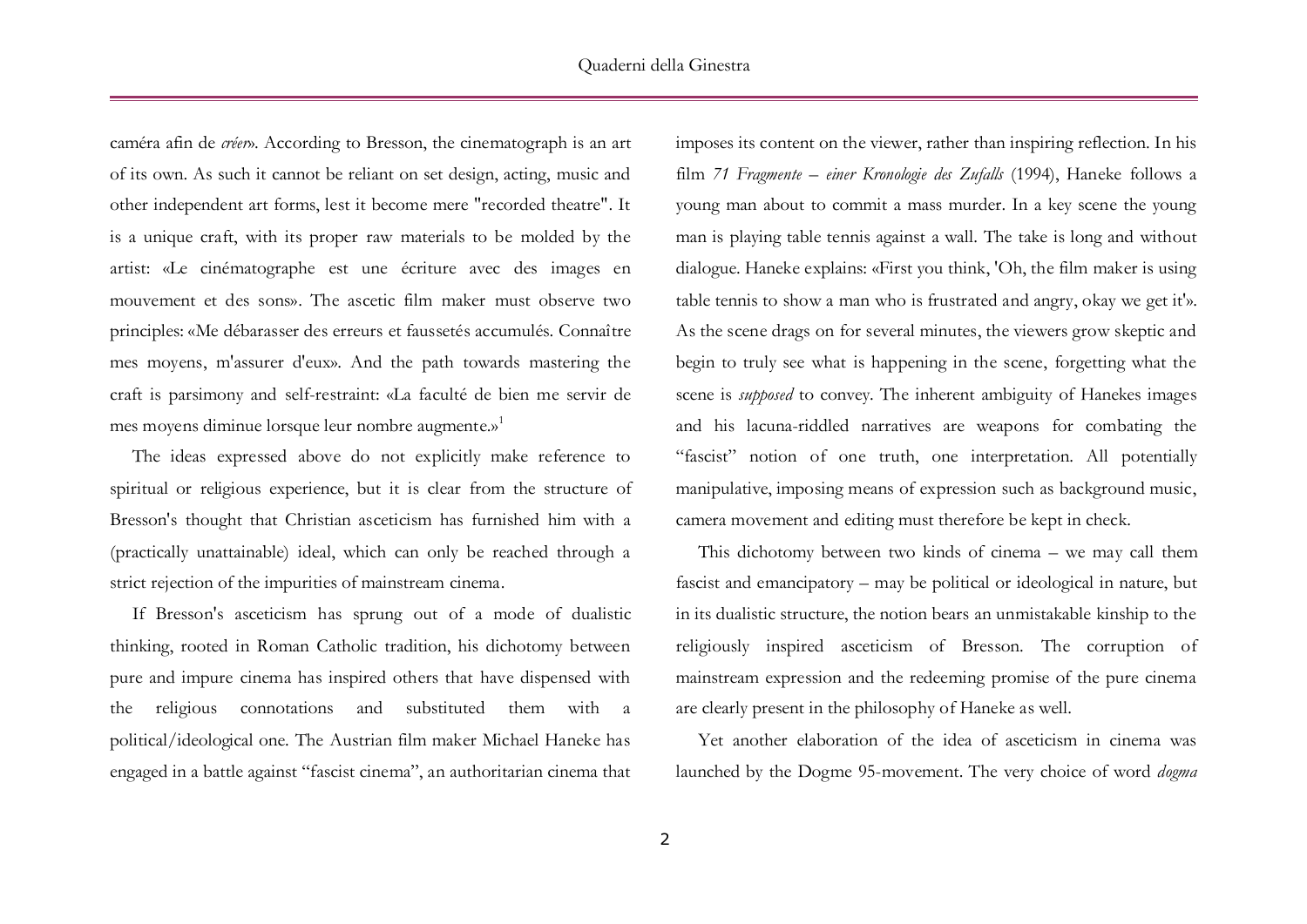caméra afin de *créer*». According to Bresson, the cinematograph is an art of its own. As such it cannot be reliant on set design, acting, music and other independent art forms, lest it become mere "recorded theatre". It is a unique craft, with its proper raw materials to be molded by the artist: «Le cinématographe est une écriture avec des images en mouvement et des sons». The ascetic film maker must observe two principles: «Me débarasser des erreurs et faussetés accumulés. Connaître mes moyens, m'assurer d'eux». And the path towards mastering the craft is parsimony and self-restraint: «La faculté de bien me servir de mes moyens diminue lorsque leur nombre augmente.»[1]

The ideas expressed above do not explicitly make reference to spiritual or religious experience, but it is clear from the structure of Bresson's thought that Christian asceticism has furnished him with a (practically unattainable) ideal, which can only be reached through a strict rejection of the impurities of mainstream cinema.

If Bresson's asceticism has sprung out of a mode of dualistic thinking, rooted in Roman Catholic tradition, his dichotomy between pure and impure cinema has inspired others that have dispensed with the religious connotations and substituted them with a political/ideological one. The Austrian film maker Michael Haneke has engaged in a battle against "fascist cinema", an authoritarian cinema that imposes its content on the viewer, rather than inspiring reflection. In his film *71 Fragmente – einer Kronologie des Zufalls* (1994), Haneke follows a young man about to commit a mass murder. In a key scene the young man is playing table tennis against a wall. The take is long and without dialogue. Haneke explains: «First you think, 'Oh, the film maker is using table tennis to show a man who is frustrated and angry, okay we get it'». As the scene drags on for several minutes, the viewers grow skeptic and begin to truly see what is happening in the scene, forgetting what the scene is *supposed* to convey. The inherent ambiguity of Hanekes images and his lacuna-riddled narratives are weapons for combating the "fascist" notion of one truth, one interpretation. All potentially manipulative, imposing means of expression such as background music, camera movement and editing must therefore be kept in check.

This dichotomy between two kinds of cinema – we may call them fascist and emancipatory – may be political or ideological in nature, but in its dualistic structure, the notion bears an unmistakable kinship to the religiously inspired asceticism of Bresson. The corruption of mainstream expression and the redeeming promise of the pure cinema are clearly present in the philosophy of Haneke as well.

Yet another elaboration of the idea of asceticism in cinema was launched by the Dogme 95-movement. The very choice of word *dogma*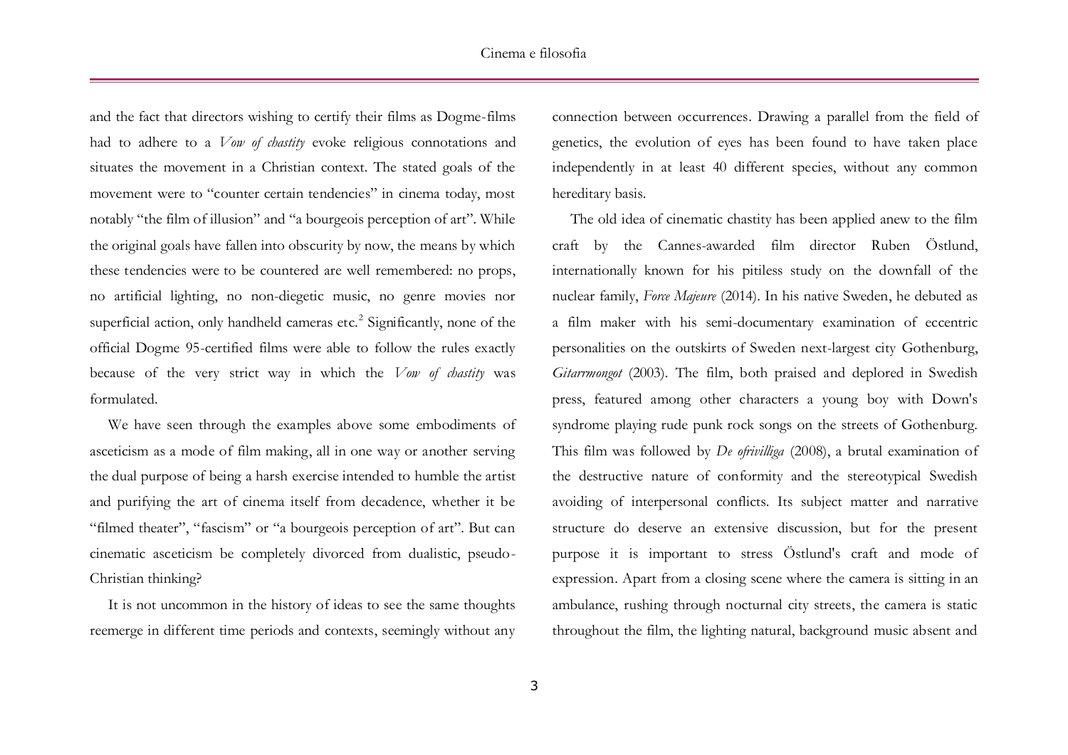and the fact that directors wishing to certify their films as Dogme-films had to adhere to a *Vow of chastity* evoke religious connotations and situates the movement in a Christian context. The stated goals of the movement were to "counter certain tendencies" in cinema today, most notably "the film of illusion" and "a bourgeois perception of art". While the original goals have fallen into obscurity by now, the means by which these tendencies were to be countered are well remembered: no props, no artificial lighting, no non-diegetic music, no genre movies nor superficial action, only handheld cameras etc.[2] Significantly, none of the official Dogme 95-certified films were able to follow the rules exactly because of the very strict way in which the *Vow of chastity* was formulated.

We have seen through the examples above some embodiments of asceticism as a mode of film making, all in one way or another serving the dual purpose of being a harsh exercise intended to humble the artist and purifying the art of cinema itself from decadence, whether it be "filmed theater", "fascism" or "a bourgeois perception of art". But can cinematic asceticism be completely divorced from dualistic, pseudo-Christian thinking?

It is not uncommon in the history of ideas to see the same thoughts reemerge in different time periods and contexts, seemingly without any connection between occurrences. Drawing a parallel from the field of genetics, the evolution of eyes has been found to have taken place independently in at least 40 different species, without any common hereditary basis.

The old idea of cinematic chastity has been applied anew to the film craft by the Cannes-awarded film director Ruben Östlund, internationally known for his pitiless study on the downfall of the nuclear family, *Force Majeure* (2014). In his native Sweden, he debuted as a film maker with his semi-documentary examination of eccentric personalities on the outskirts of Sweden next-largest city Gothenburg, *Gitarrmongot* (2003). The film, both praised and deplored in Swedish press, featured among other characters a young boy with Down's syndrome playing rude punk rock songs on the streets of Gothenburg. This film was followed by *De ofrivilliga* (2008), a brutal examination of the destructive nature of conformity and the stereotypical Swedish avoiding of interpersonal conflicts. Its subject matter and narrative structure do deserve an extensive discussion, but for the present purpose it is important to stress Östlund's craft and mode of expression. Apart from a closing scene where the camera is sitting in an ambulance, rushing through nocturnal city streets, the camera is static throughout the film, the lighting natural, background music absent and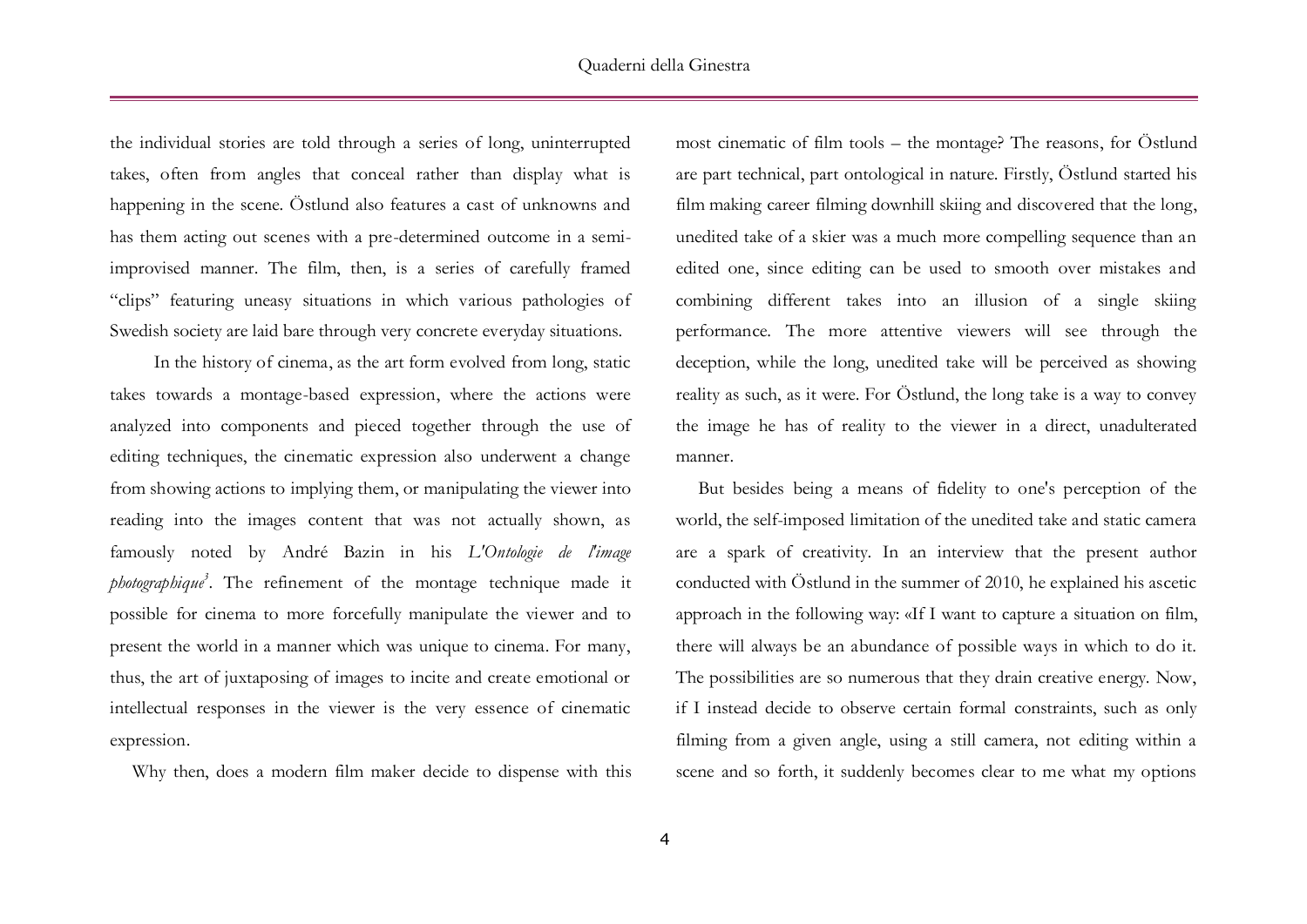the individual stories are told through a series of long, uninterrupted takes, often from angles that conceal rather than display what is happening in the scene. Östlund also features a cast of unknowns and has them acting out scenes with a pre-determined outcome in a semi-improvised manner. The film, then, is a series of carefully framed "clips" featuring uneasy situations in which various pathologies of Swedish society are laid bare through very concrete everyday situations.

In the history of cinema, as the art form evolved from long, static takes towards a montage-based expression, where the actions were analyzed into components and pieced together through the use of editing techniques, the cinematic expression also underwent a change from showing actions to implying them, or manipulating the viewer into reading into the images content that was not actually shown, as famously noted by André Bazin in his *L'Ontologie de l'image photographique*[3]. The refinement of the montage technique made it possible for cinema to more forcefully manipulate the viewer and to present the world in a manner which was unique to cinema. For many, thus, the art of juxtaposing of images to incite and create emotional or intellectual responses in the viewer is the very essence of cinematic expression.

Why then, does a modern film maker decide to dispense with this most cinematic of film tools – the montage? The reasons, for Östlund are part technical, part ontological in nature. Firstly, Östlund started his film making career filming downhill skiing and discovered that the long, unedited take of a skier was a much more compelling sequence than an edited one, since editing can be used to smooth over mistakes and combining different takes into an illusion of a single skiing performance. The more attentive viewers will see through the deception, while the long, unedited take will be perceived as showing reality as such, as it were. For Östlund, the long take is a way to convey the image he has of reality to the viewer in a direct, unadulterated manner.

But besides being a means of fidelity to one's perception of the world, the self-imposed limitation of the unedited take and static camera are a spark of creativity. In an interview that the present author conducted with Östlund in the summer of 2010, he explained his ascetic approach in the following way: «If I want to capture a situation on film, there will always be an abundance of possible ways in which to do it. The possibilities are so numerous that they drain creative energy. Now, if I instead decide to observe certain formal constraints, such as only filming from a given angle, using a still camera, not editing within a scene and so forth, it suddenly becomes clear to me what my options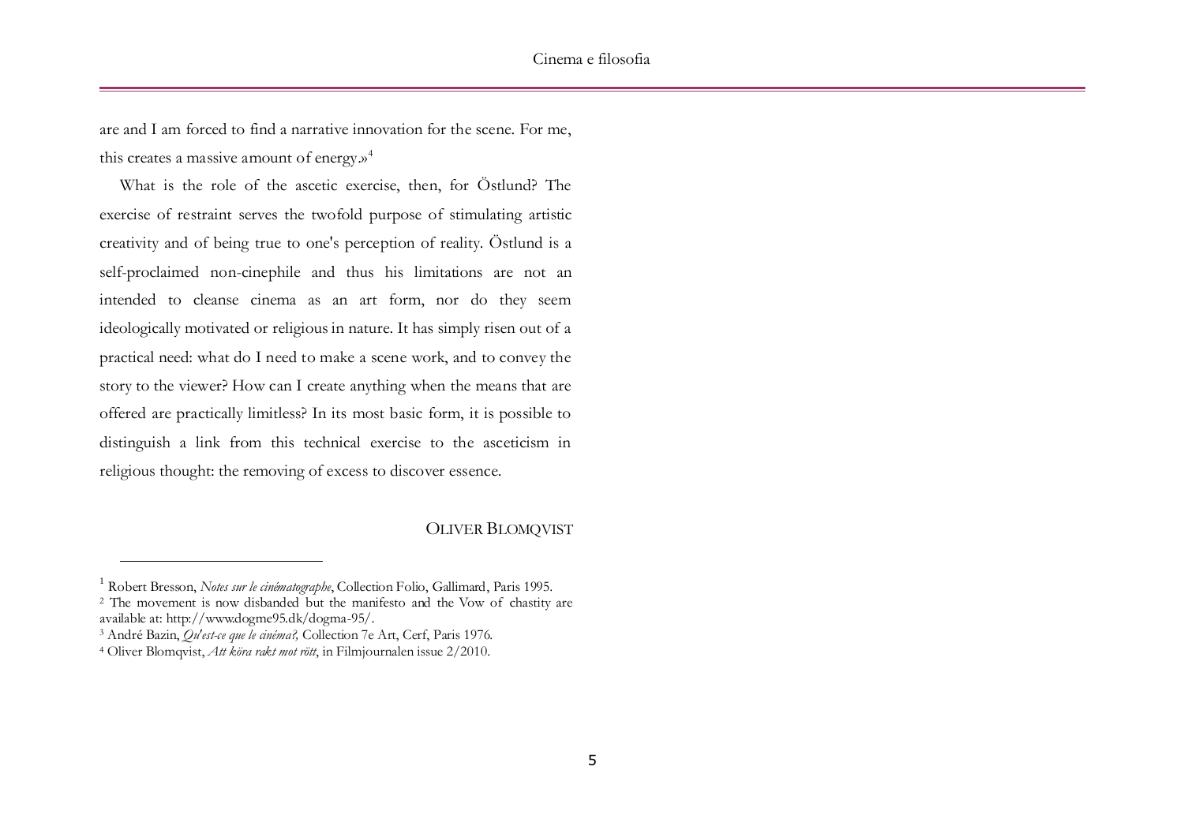are and I am forced to find a narrative innovation for the scene. For me, this creates a massive amount of energy.»[4]

What is the role of the ascetic exercise, then, for Östlund? The exercise of restraint serves the twofold purpose of stimulating artistic creativity and of being true to one's perception of reality. Östlund is a self-proclaimed non-cinephile and thus his limitations are not an intended to cleanse cinema as an art form, nor do they seem ideologically motivated or religious in nature. It has simply risen out of a practical need: what do I need to make a scene work, and to convey the story to the viewer? How can I create anything when the means that are offered are practically limitless? In its most basic form, it is possible to distinguish a link from this technical exercise to the asceticism in religious thought: the removing of excess to discover essence.

OLIVER BLOMQVIST

---

[1] Robert Bresson, *Notes sur le cinématographe*, Collection Folio, Gallimard, Paris 1995.

[2] The movement is now disbanded but the manifesto and the Vow of chastity are available at: http://www.dogme95.dk/dogma-95/.

[3] André Bazin, *Qu'est-ce que le cinéma?,* Collection 7e Art, Cerf, Paris 1976.

[4] Oliver Blomqvist, *Att köra rakt mot rött*, in Filmjournalen issue 2/2010.